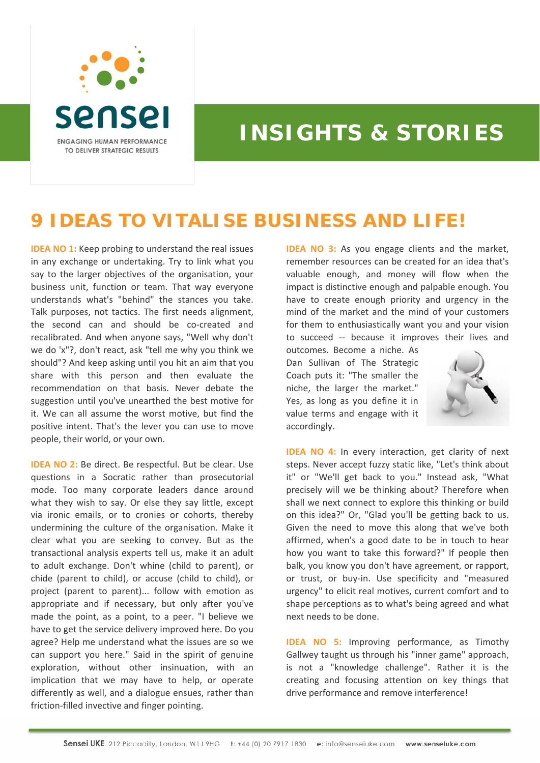sensei

ENGAGING HUMAN PERFORMANCE TO DELIVER STRATEGIC RESULTS

# INSIGHTS & STORIES

## 9 IDEAS TO VITALISE BUSINESS AND LIFE!

**IDEA NO 1:** Keep probing to understand the real issues in any exchange or undertaking. Try to link what you say to the larger objectives of the organisation, your business unit, function or team. That way everyone understands what's "behind" the stances you take. Talk purposes, not tactics. The first needs alignment, the second can and should be co-created and recalibrated. And when anyone says, "Well why don't we do 'x"?, don't react, ask "tell me why you think we should"? And keep asking until you hit an aim that you share with this person and then evaluate the recommendation on that basis. Never debate the suggestion until you've unearthed the best motive for it. We can all assume the worst motive, but find the positive intent. That's the lever you can use to move people, their world, or your own.

**IDEA NO 2:** Be direct. Be respectful. But be clear. Use questions in a Socratic rather than prosecutorial mode. Too many corporate leaders dance around what they wish to say. Or else they say little, except via ironic emails, or to cronies or cohorts, thereby undermining the culture of the organisation. Make it clear what you are seeking to convey. But as the transactional analysis experts tell us, make it an adult to adult exchange. Don't whine (child to parent), or chide (parent to child), or accuse (child to child), or project (parent to parent)... follow with emotion as appropriate and if necessary, but only after you've made the point, as a point, to a peer. "I believe we have to get the service delivery improved here. Do you agree? Help me understand what the issues are so we can support you here." Said in the spirit of genuine exploration, without other insinuation, with an implication that we may have to help, or operate differently as well, and a dialogue ensues, rather than friction-filled invective and finger pointing.

**IDEA NO 3:** As you engage clients and the market, remember resources can be created for an idea that's valuable enough, and money will flow when the impact is distinctive enough and palpable enough. You have to create enough priority and urgency in the mind of the market and the mind of your customers for them to enthusiastically want you and your vision to succeed -- because it improves their lives and outcomes. Become a niche. As Dan Sullivan of The Strategic Coach puts it: "The smaller the niche, the larger the market." Yes, as long as you define it in value terms and engage with it accordingly.

**IDEA NO 4:** In every interaction, get clarity of next steps. Never accept fuzzy static like, "Let's think about it" or "We'll get back to you." Instead ask, "What precisely will we be thinking about? Therefore when shall we next connect to explore this thinking or build on this idea?" Or, "Glad you'll be getting back to us. Given the need to move this along that we've both affirmed, when's a good date to be in touch to hear how you want to take this forward?" If people then balk, you know you don't have agreement, or rapport, or trust, or buy-in. Use specificity and "measured urgency" to elicit real motives, current comfort and to shape perceptions as to what's being agreed and what next needs to be done.

**IDEA NO 5:** Improving performance, as Timothy Gallwey taught us through his "inner game" approach, is not a "knowledge challenge". Rather it is the creating and focusing attention on key things that drive performance and remove interference!

**Sensei UKE** 212 Piccadilly, London, W1J 9HG t: +44 (0) 20 7917 1830 e: info@senseiuke.com www.senseiuke.com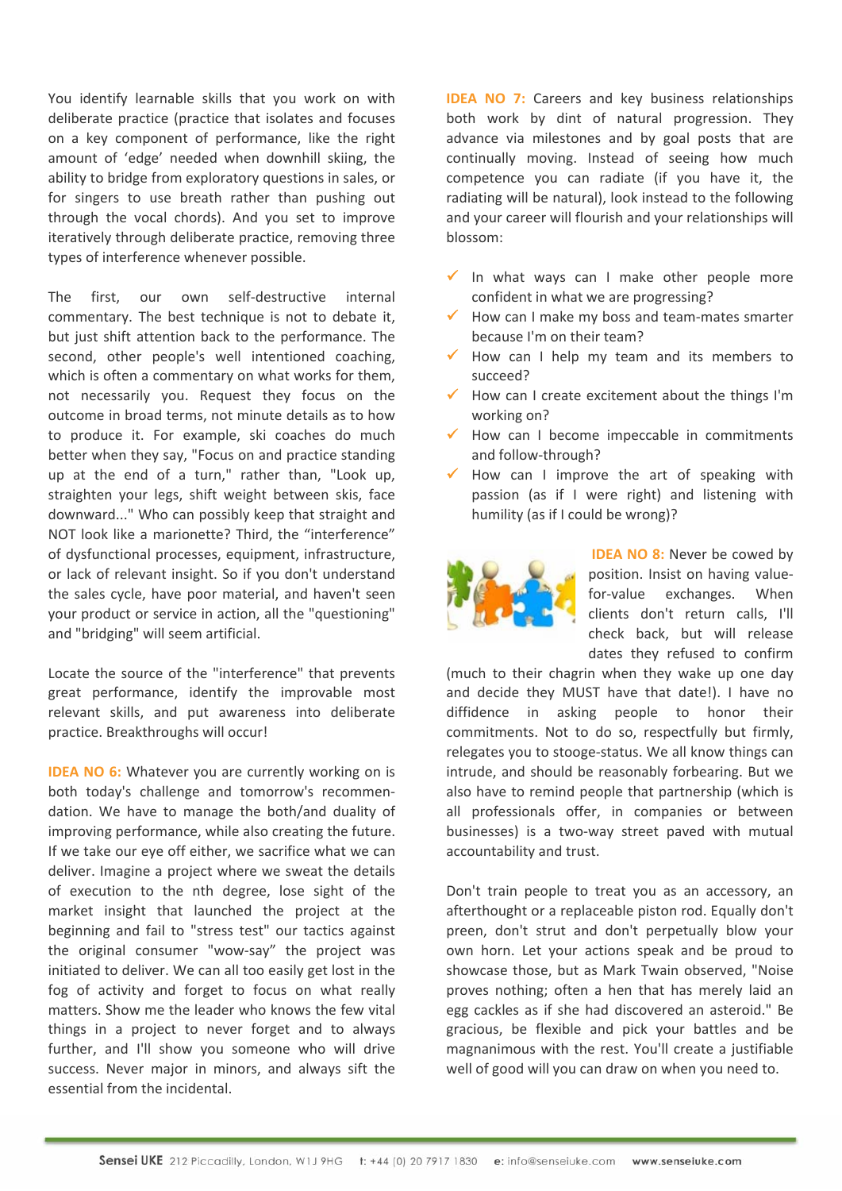You identify learnable skills that you work on with deliberate practice (practice that isolates and focuses on a key component of performance, like the right amount of 'edge' needed when downhill skiing, the ability to bridge from exploratory questions in sales, or for singers to use breath rather than pushing out through the vocal chords). And you set to improve iteratively through deliberate practice, removing three types of interference whenever possible.

The first, our own self-destructive internal commentary. The best technique is not to debate it, but just shift attention back to the performance. The second, other people's well intentioned coaching, which is often a commentary on what works for them, not necessarily you. Request they focus on the outcome in broad terms, not minute details as to how to produce it. For example, ski coaches do much better when they say, "Focus on and practice standing up at the end of a turn," rather than, "Look up, straighten your legs, shift weight between skis, face downward..." Who can possibly keep that straight and NOT look like a marionette? Third, the "interference" of dysfunctional processes, equipment, infrastructure, or lack of relevant insight. So if you don't understand the sales cycle, have poor material, and haven't seen your product or service in action, all the "questioning" and "bridging" will seem artificial.

Locate the source of the "interference" that prevents great performance, identify the improvable most relevant skills, and put awareness into deliberate practice. Breakthroughs will occur!

**IDEA NO 6:** Whatever you are currently working on is both today's challenge and tomorrow's recommendation. We have to manage the both/and duality of improving performance, while also creating the future. If we take our eye off either, we sacrifice what we can deliver. Imagine a project where we sweat the details of execution to the nth degree, lose sight of the market insight that launched the project at the beginning and fail to "stress test" our tactics against the original consumer "wow-say" the project was initiated to deliver. We can all too easily get lost in the fog of activity and forget to focus on what really matters. Show me the leader who knows the few vital things in a project to never forget and to always further, and I'll show you someone who will drive success. Never major in minors, and always sift the essential from the incidental.

**IDEA NO 7:** Careers and key business relationships both work by dint of natural progression. They advance via milestones and by goal posts that are continually moving. Instead of seeing how much competence you can radiate (if you have it, the radiating will be natural), look instead to the following and your career will flourish and your relationships will blossom:

- ✓ In what ways can I make other people more confident in what we are progressing?
- ✓ How can I make my boss and team-mates smarter because I'm on their team?
- ✓ How can I help my team and its members to succeed?
- ✓ How can I create excitement about the things I'm working on?
- ✓ How can I become impeccable in commitments and follow-through?
- ✓ How can I improve the art of speaking with passion (as if I were right) and listening with humility (as if I could be wrong)?

**IDEA NO 8:** Never be cowed by position. Insist on having value-for-value exchanges. When clients don't return calls, I'll check back, but will release dates they refused to confirm (much to their chagrin when they wake up one day and decide they MUST have that date!). I have no diffidence in asking people to honor their commitments. Not to do so, respectfully but firmly, relegates you to stooge-status. We all know things can intrude, and should be reasonably forbearing. But we also have to remind people that partnership (which is all professionals offer, in companies or between businesses) is a two-way street paved with mutual accountability and trust.

Don't train people to treat you as an accessory, an afterthought or a replaceable piston rod. Equally don't preen, don't strut and don't perpetually blow your own horn. Let your actions speak and be proud to showcase those, but as Mark Twain observed, "Noise proves nothing; often a hen that has merely laid an egg cackles as if she had discovered an asteroid." Be gracious, be flexible and pick your battles and be magnanimous with the rest. You'll create a justifiable well of good will you can draw on when you need to.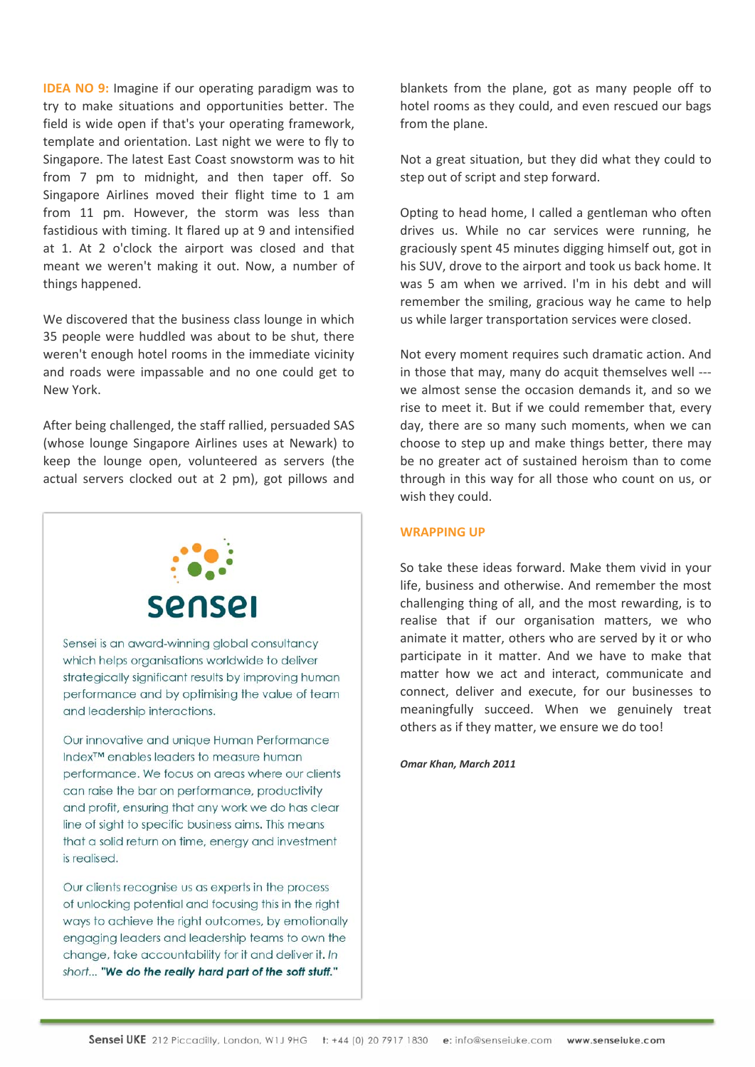**IDEA NO 9:** Imagine if our operating paradigm was to try to make situations and opportunities better. The field is wide open if that's your operating framework, template and orientation. Last night we were to fly to Singapore. The latest East Coast snowstorm was to hit from 7 pm to midnight, and then taper off. So Singapore Airlines moved their flight time to 1 am from 11 pm. However, the storm was less than fastidious with timing. It flared up at 9 and intensified at 1. At 2 o'clock the airport was closed and that meant we weren't making it out. Now, a number of things happened.

We discovered that the business class lounge in which 35 people were huddled was about to be shut, there weren't enough hotel rooms in the immediate vicinity and roads were impassable and no one could get to New York.

After being challenged, the staff rallied, persuaded SAS (whose lounge Singapore Airlines uses at Newark) to keep the lounge open, volunteered as servers (the actual servers clocked out at 2 pm), got pillows and blankets from the plane, got as many people off to hotel rooms as they could, and even rescued our bags from the plane.

Not a great situation, but they did what they could to step out of script and step forward.

Opting to head home, I called a gentleman who often drives us. While no car services were running, he graciously spent 45 minutes digging himself out, got in his SUV, drove to the airport and took us back home. It was 5 am when we arrived. I'm in his debt and will remember the smiling, gracious way he came to help us while larger transportation services were closed.

Not every moment requires such dramatic action. And in those that may, many do acquit themselves well --- we almost sense the occasion demands it, and so we rise to meet it. But if we could remember that, every day, there are so many such moments, when we can choose to step up and make things better, there may be no greater act of sustained heroism than to come through in this way for all those who count on us, or wish they could.

## WRAPPING UP

So take these ideas forward. Make them vivid in your life, business and otherwise. And remember the most challenging thing of all, and the most rewarding, is to realise that if our organisation matters, we who animate it matter, others who are served by it or who participate in it matter. And we have to make that matter how we act and interact, communicate and connect, deliver and execute, for our businesses to meaningfully succeed. When we genuinely treat others as if they matter, we ensure we do too!

***Omar Khan, March 2011***

---

**sensei**

Sensei is an award-winning global consultancy which helps organisations worldwide to deliver strategically significant results by improving human performance and by optimising the value of team and leadership interactions.

Our innovative and unique Human Performance Index™ enables leaders to measure human performance. We focus on areas where our clients can raise the bar on performance, productivity and profit, ensuring that any work we do has clear line of sight to specific business aims. This means that a solid return on time, energy and investment is realised.

Our clients recognise us as experts in the process of unlocking potential and focusing this in the right ways to achieve the right outcomes, by emotionally engaging leaders and leadership teams to own the change, take accountability for it and deliver it. *In short...* ***"We do the really hard part of the soft stuff."***

**Sensei UKE** 212 Piccadilly, London, W1J 9HG t: +44 (0) 20 7917 1830 e: info@senseiuke.com www.senseiuke.com